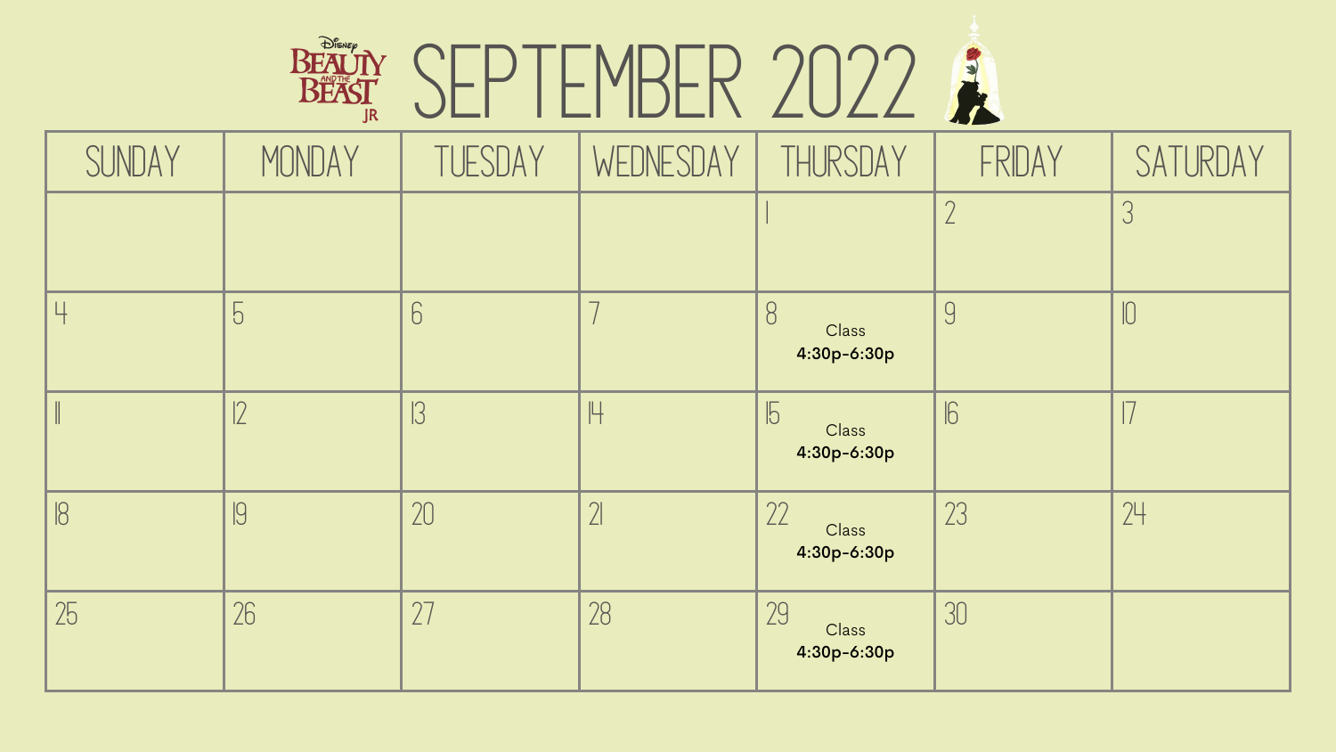# SEPTEMBER 2022

| SUNDAY | MONDAY | TUESDAY | WEDNESDAY | THURSDAY | FRIDAY | SATURDAY |
|---|---|---|---|---|---|---|
| | | | | 1 | 2 | 3 |
| 4 | 5 | 6 | 7 | 8 Class **4:30p-6:30p** | 9 | 10 |
| 11 | 12 | 13 | 14 | 15 Class **4:30p-6:30p** | 16 | 17 |
| 18 | 19 | 20 | 21 | 22 Class **4:30p-6:30p** | 23 | 24 |
| 25 | 26 | 27 | 28 | 29 Class **4:30p-6:30p** | 30 | |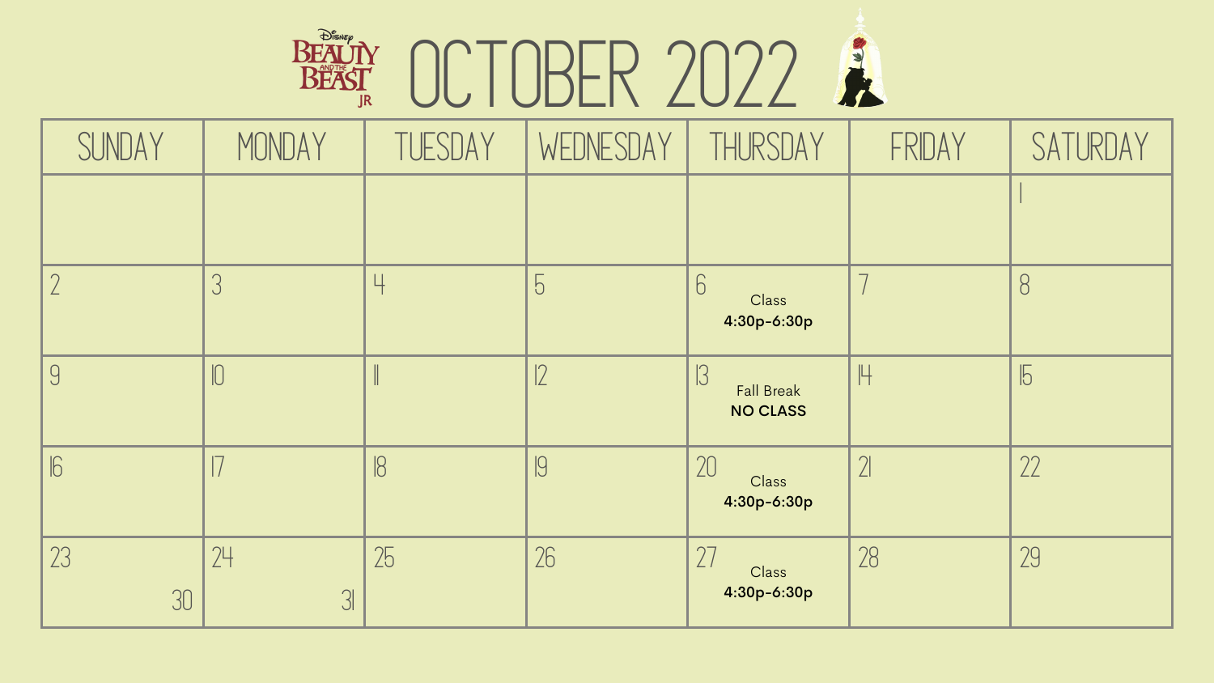# OCTOBER 2022

| SUNDAY | MONDAY | TUESDAY | WEDNESDAY | THURSDAY | FRIDAY | SATURDAY |
|---|---|---|---|---|---|---|
| | | | | | | 1 |
| 2 | 3 | 4 | 5 | 6 Class **4:30p-6:30p** | 7 | 8 |
| 9 | 10 | 11 | 12 | 13 Fall Break **NO CLASS** | 14 | 15 |
| 16 | 17 | 18 | 19 | 20 Class **4:30p-6:30p** | 21 | 22 |
| 23 / 30 | 24 / 31 | 25 | 26 | 27 Class **4:30p-6:30p** | 28 | 29 |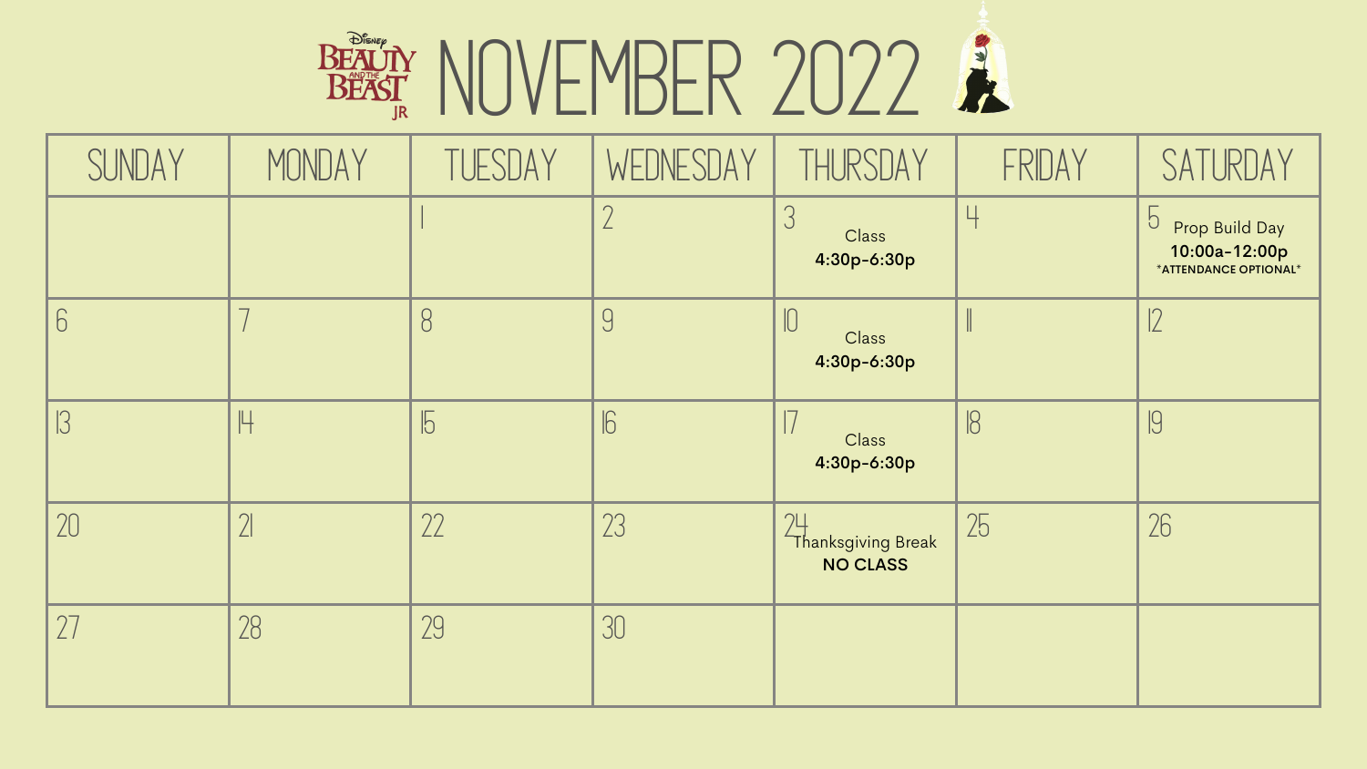# NOVEMBER 2022

Disney Beauty and the Beast JR

| SUNDAY | MONDAY | TUESDAY | WEDNESDAY | THURSDAY | FRIDAY | SATURDAY |
|---|---|---|---|---|---|---|
| | | 1 | 2 | 3 Class **4:30p-6:30p** | 4 | 5 Prop Build Day **10:00a-12:00p** **\*ATTENDANCE OPTIONAL\*** |
| 6 | 7 | 8 | 9 | 10 Class **4:30p-6:30p** | 11 | 12 |
| 13 | 14 | 15 | 16 | 17 Class **4:30p-6:30p** | 18 | 19 |
| 20 | 21 | 22 | 23 | 24 Thanksgiving Break **NO CLASS** | 25 | 26 |
| 27 | 28 | 29 | 30 | | | |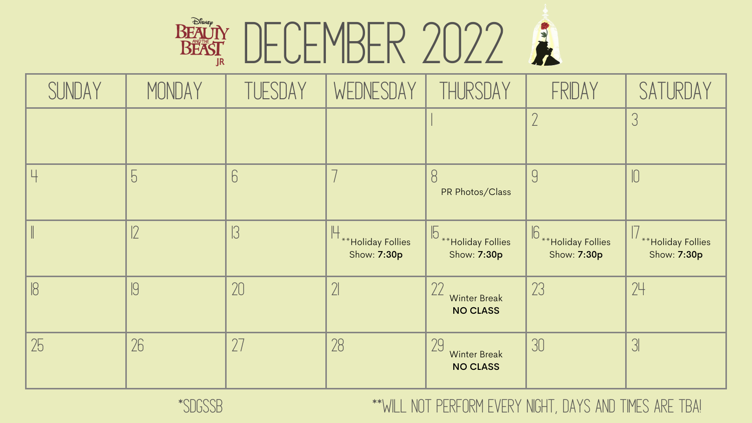# DECEMBER 2022

| SUNDAY | MONDAY | TUESDAY | WEDNESDAY | THURSDAY | FRIDAY | SATURDAY |
|---|---|---|---|---|---|---|
| | | | | 1 | 2 | 3 |
| 4 | 5 | 6 | 7 | 8 PR Photos/Class | 9 | 10 |
| 11 | 12 | 13 | 14 **Holiday Follies Show: **7:30p** | 15 **Holiday Follies Show: **7:30p** | 16 **Holiday Follies Show: **7:30p** | 17 **Holiday Follies Show: **7:30p** |
| 18 | 19 | 20 | 21 | 22 Winter Break **NO CLASS** | 23 | 24 |
| 25 | 26 | 27 | 28 | 29 Winter Break **NO CLASS** | 30 | 31 |

*SDGSSB

**WILL NOT PERFORM EVERY NIGHT, DAYS AND TIMES ARE TBA!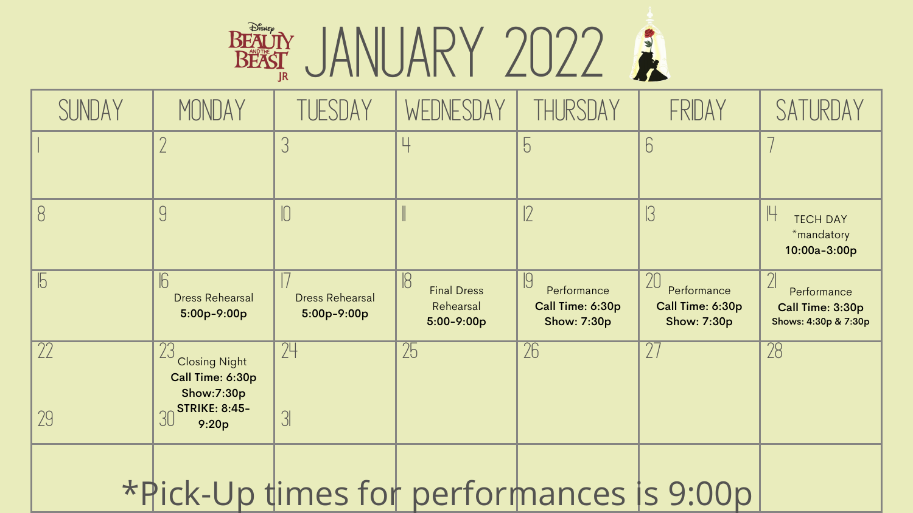# JANUARY 2022

| SUNDAY | MONDAY | TUESDAY | WEDNESDAY | THURSDAY | FRIDAY | SATURDAY |
|---|---|---|---|---|---|---|
| 1 | 2 | 3 | 4 | 5 | 6 | 7 |
| 8 | 9 | 10 | 11 | 12 | 13 | 14 TECH DAY *mandatory **10:00a-3:00p** |
| 15 | 16 Dress Rehearsal **5:00p-9:00p** | 17 Dress Rehearsal **5:00p-9:00p** | 18 Final Dress Rehearsal **5:00-9:00p** | 19 Performance **Call Time: 6:30p** **Show: 7:30p** | 20 Performance **Call Time: 6:30p** **Show: 7:30p** | 21 Performance **Call Time: 3:30p** **Shows: 4:30p & 7:30p** |
| 22 / 29 | 23 Closing Night **Call Time: 6:30p** **Show:7:30p** **STRIKE: 8:45-9:20p** / 30 | 24 / 31 | 25 | 26 | 27 | 28 |

*Pick-Up times for performances is 9:00p